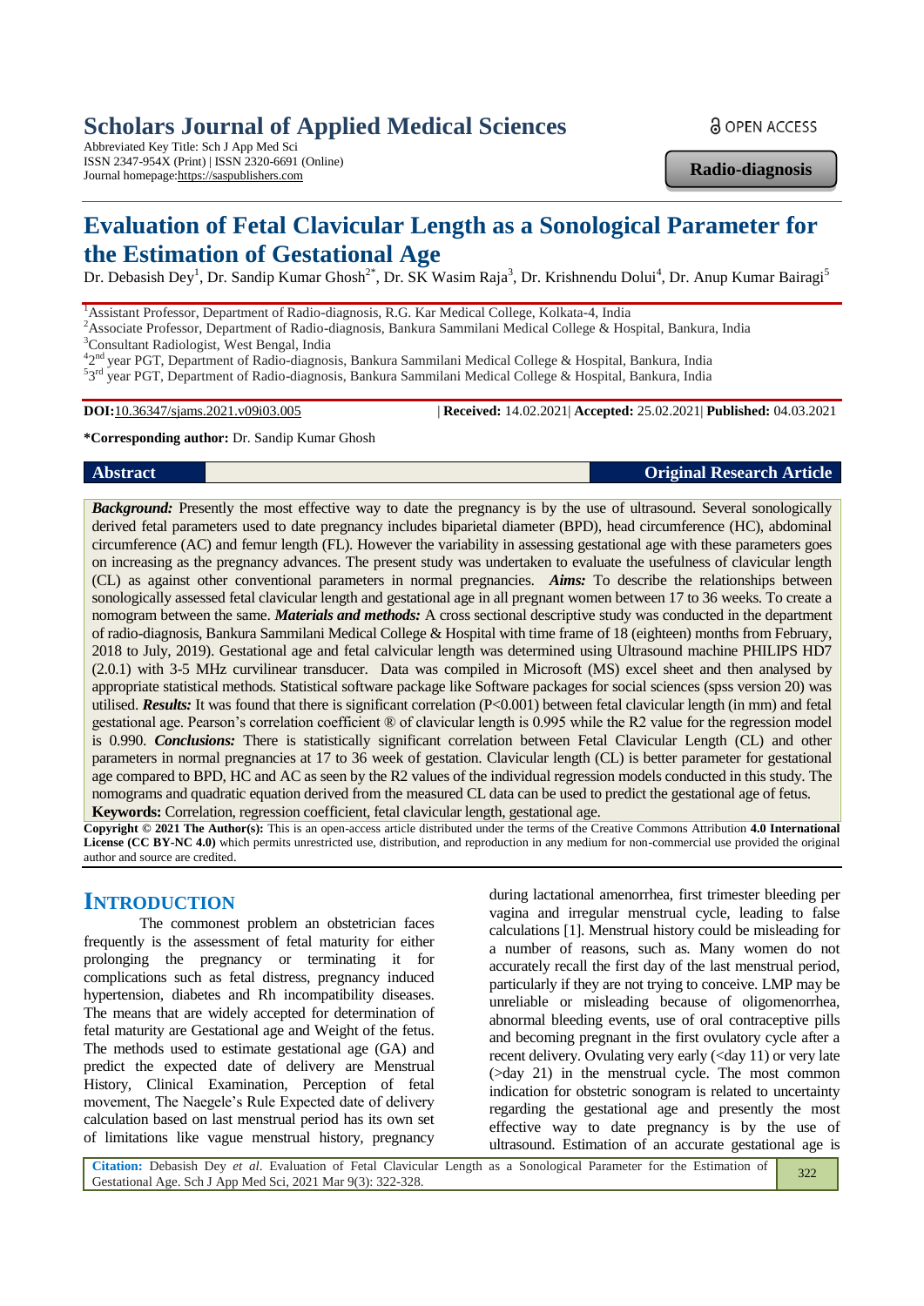# Scholars Journal of Applied Medical Sciences

Abbreviated Key Title: Sch J App Med Sci
ISSN 2347-954X (Print) | ISSN 2320-6691 (Online)
Journal homepage: https://saspublishers.com

OPEN ACCESS

**Radio-diagnosis**

# Evaluation of Fetal Clavicular Length as a Sonological Parameter for the Estimation of Gestational Age

Dr. Debasish Dey[1], Dr. Sandip Kumar Ghosh[2*], Dr. SK Wasim Raja[3], Dr. Krishnendu Dolui[4], Dr. Anup Kumar Bairagi[5]

[1]Assistant Professor, Department of Radio-diagnosis, R.G. Kar Medical College, Kolkata-4, India
[2]Associate Professor, Department of Radio-diagnosis, Bankura Sammilani Medical College & Hospital, Bankura, India
[3]Consultant Radiologist, West Bengal, India
[4]2nd year PGT, Department of Radio-diagnosis, Bankura Sammilani Medical College & Hospital, Bankura, India
[5]3rd year PGT, Department of Radio-diagnosis, Bankura Sammilani Medical College & Hospital, Bankura, India

**DOI:** 10.36347/sjams.2021.v09i03.005 | **Received:** 14.02.2021 | **Accepted:** 25.02.2021 | **Published:** 04.03.2021

**\*Corresponding author:** Dr. Sandip Kumar Ghosh

**Abstract** **Original Research Article**

***Background:*** Presently the most effective way to date the pregnancy is by the use of ultrasound. Several sonologically derived fetal parameters used to date pregnancy includes biparietal diameter (BPD), head circumference (HC), abdominal circumference (AC) and femur length (FL). However the variability in assessing gestational age with these parameters goes on increasing as the pregnancy advances. The present study was undertaken to evaluate the usefulness of clavicular length (CL) as against other conventional parameters in normal pregnancies. ***Aims:*** To describe the relationships between sonologically assessed fetal clavicular length and gestational age in all pregnant women between 17 to 36 weeks. To create a nomogram between the same. ***Materials and methods:*** A cross sectional descriptive study was conducted in the department of radio-diagnosis, Bankura Sammilani Medical College & Hospital with time frame of 18 (eighteen) months from February, 2018 to July, 2019). Gestational age and fetal calvicular length was determined using Ultrasound machine PHILIPS HD7 (2.0.1) with 3-5 MHz curvilinear transducer. Data was compiled in Microsoft (MS) excel sheet and then analysed by appropriate statistical methods. Statistical software package like Software packages for social sciences (spss version 20) was utilised. ***Results:*** It was found that there is significant correlation ($P<0.001$) between fetal clavicular length (in mm) and fetal gestational age. Pearson's correlation coefficient ® of clavicular length is 0.995 while the R2 value for the regression model is 0.990. ***Conclusions:*** There is statistically significant correlation between Fetal Clavicular Length (CL) and other parameters in normal pregnancies at 17 to 36 week of gestation. Clavicular length (CL) is better parameter for gestational age compared to BPD, HC and AC as seen by the R2 values of the individual regression models conducted in this study. The nomograms and quadratic equation derived from the measured CL data can be used to predict the gestational age of fetus.

**Keywords:** Correlation, regression coefficient, fetal clavicular length, gestational age.

**Copyright © 2021 The Author(s):** This is an open-access article distributed under the terms of the Creative Commons Attribution **4.0 International License (CC BY-NC 4.0)** which permits unrestricted use, distribution, and reproduction in any medium for non-commercial use provided the original author and source are credited.

## INTRODUCTION

The commonest problem an obstetrician faces frequently is the assessment of fetal maturity for either prolonging the pregnancy or terminating it for complications such as fetal distress, pregnancy induced hypertension, diabetes and Rh incompatibility diseases. The means that are widely accepted for determination of fetal maturity are Gestational age and Weight of the fetus. The methods used to estimate gestational age (GA) and predict the expected date of delivery are Menstrual History, Clinical Examination, Perception of fetal movement, The Naegele's Rule Expected date of delivery calculation based on last menstrual period has its own set of limitations like vague menstrual history, pregnancy during lactational amenorrhea, first trimester bleeding per vagina and irregular menstrual cycle, leading to false calculations [1]. Menstrual history could be misleading for a number of reasons, such as. Many women do not accurately recall the first day of the last menstrual period, particularly if they are not trying to conceive. LMP may be unreliable or misleading because of oligomenorrhea, abnormal bleeding events, use of oral contraceptive pills and becoming pregnant in the first ovulatory cycle after a recent delivery. Ovulating very early (<day 11) or very late (>day 21) in the menstrual cycle. The most common indication for obstetric sonogram is related to uncertainty regarding the gestational age and presently the most effective way to date pregnancy is by the use of ultrasound. Estimation of an accurate gestational age is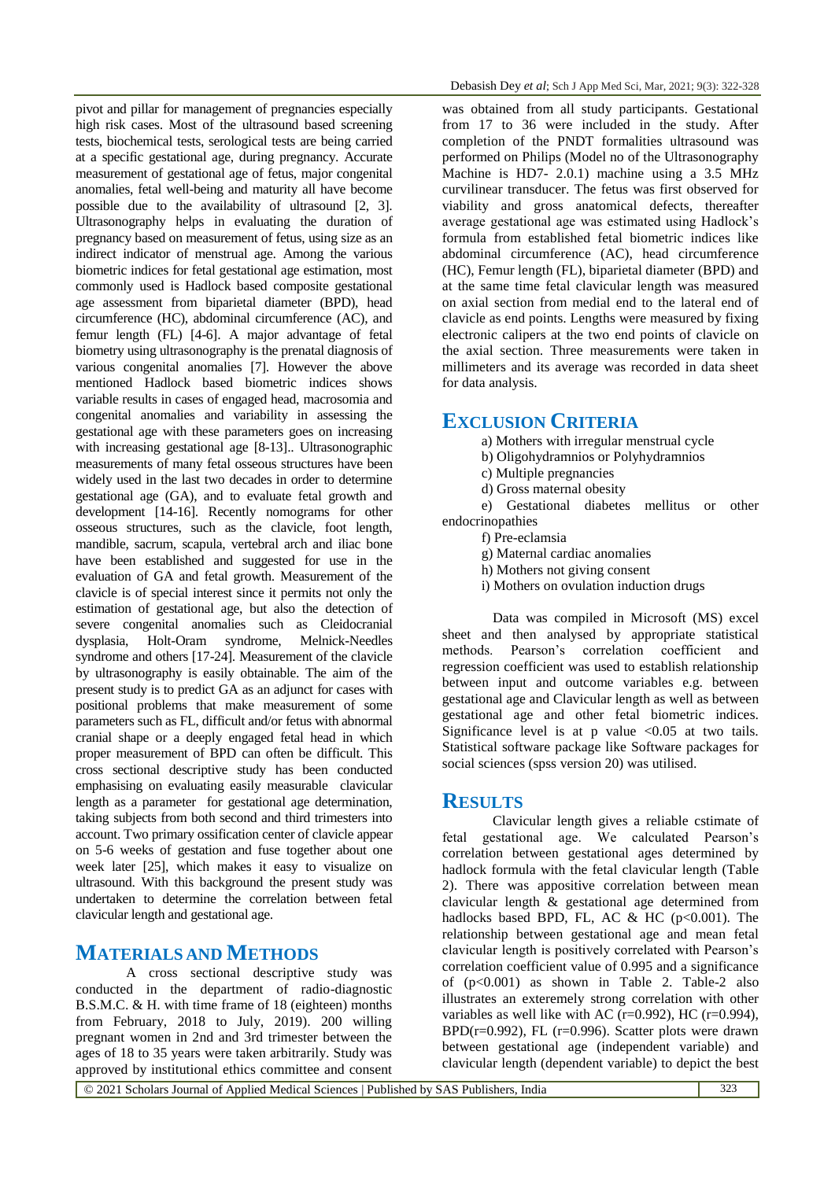pivot and pillar for management of pregnancies especially high risk cases. Most of the ultrasound based screening tests, biochemical tests, serological tests are being carried at a specific gestational age, during pregnancy. Accurate measurement of gestational age of fetus, major congenital anomalies, fetal well-being and maturity all have become possible due to the availability of ultrasound [2, 3]. Ultrasonography helps in evaluating the duration of pregnancy based on measurement of fetus, using size as an indirect indicator of menstrual age. Among the various biometric indices for fetal gestational age estimation, most commonly used is Hadlock based composite gestational age assessment from biparietal diameter (BPD), head circumference (HC), abdominal circumference (AC), and femur length (FL) [4-6]. A major advantage of fetal biometry using ultrasonography is the prenatal diagnosis of various congenital anomalies [7]. However the above mentioned Hadlock based biometric indices shows variable results in cases of engaged head, macrosomia and congenital anomalies and variability in assessing the gestational age with these parameters goes on increasing with increasing gestational age [8-13].. Ultrasonographic measurements of many fetal osseous structures have been widely used in the last two decades in order to determine gestational age (GA), and to evaluate fetal growth and development [14-16]. Recently nomograms for other osseous structures, such as the clavicle, foot length, mandible, sacrum, scapula, vertebral arch and iliac bone have been established and suggested for use in the evaluation of GA and fetal growth. Measurement of the clavicle is of special interest since it permits not only the estimation of gestational age, but also the detection of severe congenital anomalies such as Cleidocranial dysplasia, Holt-Oram syndrome, Melnick-Needles syndrome and others [17-24]. Measurement of the clavicle by ultrasonography is easily obtainable. The aim of the present study is to predict GA as an adjunct for cases with positional problems that make measurement of some parameters such as FL, difficult and/or fetus with abnormal cranial shape or a deeply engaged fetal head in which proper measurement of BPD can often be difficult. This cross sectional descriptive study has been conducted emphasising on evaluating easily measurable clavicular length as a parameter for gestational age determination, taking subjects from both second and third trimesters into account. Two primary ossification center of clavicle appear on 5-6 weeks of gestation and fuse together about one week later [25], which makes it easy to visualize on ultrasound. With this background the present study was undertaken to determine the correlation between fetal clavicular length and gestational age.

## MATERIALS AND METHODS

A cross sectional descriptive study was conducted in the department of radio-diagnostic B.S.M.C. & H. with time frame of 18 (eighteen) months from February, 2018 to July, 2019). 200 willing pregnant women in 2nd and 3rd trimester between the ages of 18 to 35 years were taken arbitrarily. Study was approved by institutional ethics committee and consent was obtained from all study participants. Gestational from 17 to 36 were included in the study. After completion of the PNDT formalities ultrasound was performed on Philips (Model no of the Ultrasonography Machine is HD7- 2.0.1) machine using a 3.5 MHz curvilinear transducer. The fetus was first observed for viability and gross anatomical defects, thereafter average gestational age was estimated using Hadlock's formula from established fetal biometric indices like abdominal circumference (AC), head circumference (HC), Femur length (FL), biparietal diameter (BPD) and at the same time fetal clavicular length was measured on axial section from medial end to the lateral end of clavicle as end points. Lengths were measured by fixing electronic calipers at the two end points of clavicle on the axial section. Three measurements were taken in millimeters and its average was recorded in data sheet for data analysis.

## EXCLUSION CRITERIA

a) Mothers with irregular menstrual cycle
b) Oligohydramnios or Polyhydramnios
c) Multiple pregnancies
d) Gross maternal obesity
e) Gestational diabetes mellitus or other endocrinopathies
f) Pre-eclamsia
g) Maternal cardiac anomalies
h) Mothers not giving consent
i) Mothers on ovulation induction drugs

Data was compiled in Microsoft (MS) excel sheet and then analysed by appropriate statistical methods. Pearson's correlation coefficient and regression coefficient was used to establish relationship between input and outcome variables e.g. between gestational age and Clavicular length as well as between gestational age and other fetal biometric indices. Significance level is at p value $<0.05$ at two tails. Statistical software package like Software packages for social sciences (spss version 20) was utilised.

## RESULTS

Clavicular length gives a reliable cstimate of fetal gestational age. We calculated Pearson's correlation between gestational ages determined by hadlock formula with the fetal clavicular length (Table 2). There was appositive correlation between mean clavicular length & gestational age determined from hadlocks based BPD, FL, AC & HC ($p<0.001$). The relationship between gestational age and mean fetal clavicular length is positively correlated with Pearson's correlation coefficient value of 0.995 and a significance of ($p<0.001$) as shown in Table 2. Table-2 also illustrates an exteremely strong correlation with other variables as well like with AC ($r=0.992$), HC ($r=0.994$), BPD($r=0.992$), FL ($r=0.996$). Scatter plots were drawn between gestational age (independent variable) and clavicular length (dependent variable) to depict the best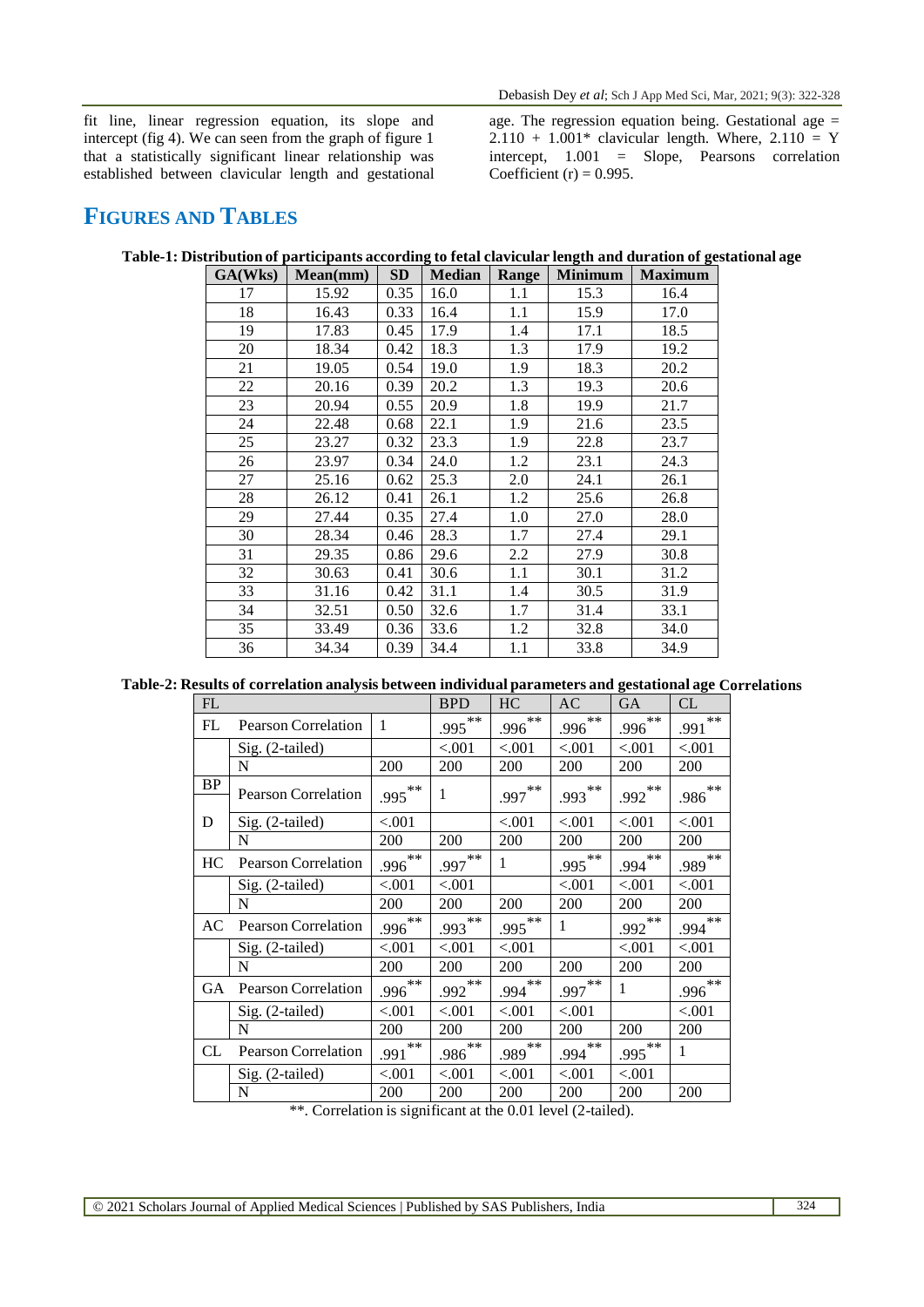fit line, linear regression equation, its slope and intercept (fig 4). We can seen from the graph of figure 1 that a statistically significant linear relationship was established between clavicular length and gestational age. The regression equation being. Gestational age = 2.110 + 1.001* clavicular length. Where, 2.110 = Y intercept, 1.001 = Slope, Pearsons correlation Coefficient (r) = 0.995.

## FIGURES AND TABLES

**Table-1: Distribution of participants according to fetal clavicular length and duration of gestational age**

| GA(Wks) | Mean(mm) | SD | Median | Range | Minimum | Maximum |
|---|---|---|---|---|---|---|
| 17 | 15.92 | 0.35 | 16.0 | 1.1 | 15.3 | 16.4 |
| 18 | 16.43 | 0.33 | 16.4 | 1.1 | 15.9 | 17.0 |
| 19 | 17.83 | 0.45 | 17.9 | 1.4 | 17.1 | 18.5 |
| 20 | 18.34 | 0.42 | 18.3 | 1.3 | 17.9 | 19.2 |
| 21 | 19.05 | 0.54 | 19.0 | 1.9 | 18.3 | 20.2 |
| 22 | 20.16 | 0.39 | 20.2 | 1.3 | 19.3 | 20.6 |
| 23 | 20.94 | 0.55 | 20.9 | 1.8 | 19.9 | 21.7 |
| 24 | 22.48 | 0.68 | 22.1 | 1.9 | 21.6 | 23.5 |
| 25 | 23.27 | 0.32 | 23.3 | 1.9 | 22.8 | 23.7 |
| 26 | 23.97 | 0.34 | 24.0 | 1.2 | 23.1 | 24.3 |
| 27 | 25.16 | 0.62 | 25.3 | 2.0 | 24.1 | 26.1 |
| 28 | 26.12 | 0.41 | 26.1 | 1.2 | 25.6 | 26.8 |
| 29 | 27.44 | 0.35 | 27.4 | 1.0 | 27.0 | 28.0 |
| 30 | 28.34 | 0.46 | 28.3 | 1.7 | 27.4 | 29.1 |
| 31 | 29.35 | 0.86 | 29.6 | 2.2 | 27.9 | 30.8 |
| 32 | 30.63 | 0.41 | 30.6 | 1.1 | 30.1 | 31.2 |
| 33 | 31.16 | 0.42 | 31.1 | 1.4 | 30.5 | 31.9 |
| 34 | 32.51 | 0.50 | 32.6 | 1.7 | 31.4 | 33.1 |
| 35 | 33.49 | 0.36 | 33.6 | 1.2 | 32.8 | 34.0 |
| 36 | 34.34 | 0.39 | 34.4 | 1.1 | 33.8 | 34.9 |

**Table-2: Results of correlation analysis between individual parameters and gestational age Correlations**

| FL | | | BPD | HC | AC | GA | CL |
|---|---|---|---|---|---|---|---|
| FL | Pearson Correlation | 1 | .995** | .996** | .996** | .996** | .991** |
| | Sig. (2-tailed) | | <.001 | <.001 | <.001 | <.001 | <.001 |
| | N | 200 | 200 | 200 | 200 | 200 | 200 |
| BPD | Pearson Correlation | .995** | 1 | .997** | .993** | .992** | .986** |
| | Sig. (2-tailed) | <.001 | | <.001 | <.001 | <.001 | <.001 |
| | N | 200 | 200 | 200 | 200 | 200 | 200 |
| HC | Pearson Correlation | .996** | .997** | 1 | .995** | .994** | .989** |
| | Sig. (2-tailed) | <.001 | <.001 | | <.001 | <.001 | <.001 |
| | N | 200 | 200 | 200 | 200 | 200 | 200 |
| AC | Pearson Correlation | .996** | .993** | .995** | 1 | .992** | .994** |
| | Sig. (2-tailed) | <.001 | <.001 | <.001 | | <.001 | <.001 |
| | N | 200 | 200 | 200 | 200 | 200 | 200 |
| GA | Pearson Correlation | .996** | .992** | .994** | .997** | 1 | .996** |
| | Sig. (2-tailed) | <.001 | <.001 | <.001 | <.001 | | <.001 |
| | N | 200 | 200 | 200 | 200 | 200 | 200 |
| CL | Pearson Correlation | .991** | .986** | .989** | .994** | .995** | 1 |
| | Sig. (2-tailed) | <.001 | <.001 | <.001 | <.001 | <.001 | |
| | N | 200 | 200 | 200 | 200 | 200 | 200 |

**. Correlation is significant at the 0.01 level (2-tailed).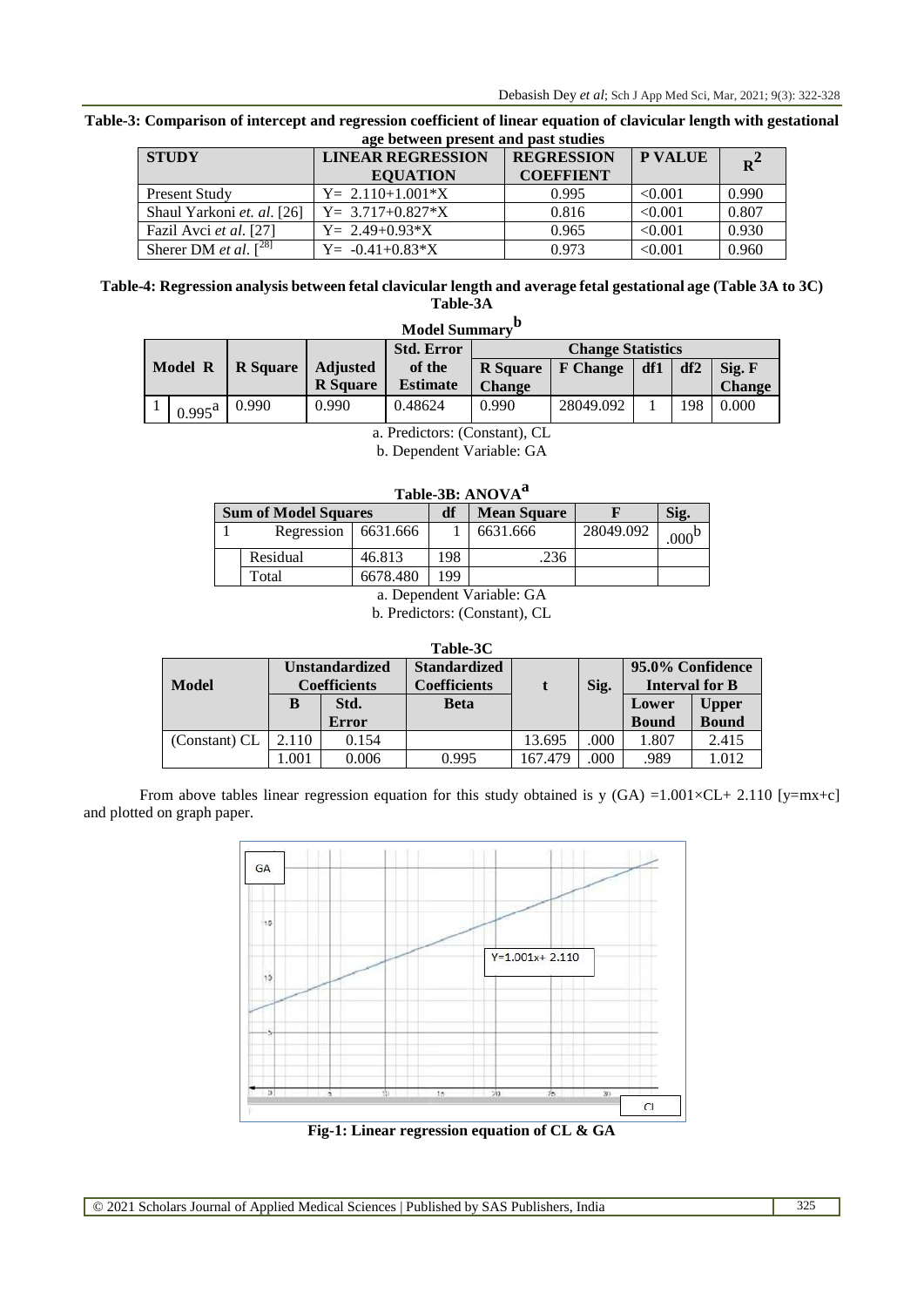**Table-3: Comparison of intercept and regression coefficient of linear equation of clavicular length with gestational age between present and past studies**

| STUDY | LINEAR REGRESSION EQUATION | REGRESSION COEFFIENT | P VALUE | $R^2$ |
|---|---|---|---|---|
| Present Study | Y= 2.110+1.001*X | 0.995 | <0.001 | 0.990 |
| Shaul Yarkoni *et. al.* [26] | Y= 3.717+0.827*X | 0.816 | <0.001 | 0.807 |
| Fazil Avci *et al.* [27] | Y= 2.49+0.93*X | 0.965 | <0.001 | 0.930 |
| Sherer DM *et al.* [28] | Y= -0.41+0.83*X | 0.973 | <0.001 | 0.960 |

**Table-4: Regression analysis between fetal clavicular length and average fetal gestational age (Table 3A to 3C)**

**Table-3A**

**Model Summary[b]**

| Model | R | R Square | Adjusted R Square | Std. Error of the Estimate | Change Statistics | | | | |
|---|---|---|---|---|---|---|---|---|---|
| | | | | | R Square Change | F Change | df1 | df2 | Sig. F Change |
| 1 | 0.995[a] | 0.990 | 0.990 | 0.48624 | 0.990 | 28049.092 | 1 | 198 | 0.000 |

a. Predictors: (Constant), CL

b. Dependent Variable: GA

**Table-3B: ANOVA[a]**

| Sum of Model Squares | | | df | Mean Square | F | Sig. |
|---|---|---|---|---|---|---|
| 1 | Regression | 6631.666 | 1 | 6631.666 | 28049.092 | .000[b] |
| | Residual | 46.813 | 198 | .236 | | |
| | Total | 6678.480 | 199 | | | |

a. Dependent Variable: GA

b. Predictors: (Constant), CL

**Table-3C**

| Model | Unstandardized Coefficients | | Standardized Coefficients | t | Sig. | 95.0% Confidence Interval for B | |
|---|---|---|---|---|---|---|---|
| | B | Std. Error | Beta | | | Lower Bound | Upper Bound |
| (Constant) CL | 2.110 | 0.154 | | 13.695 | .000 | 1.807 | 2.415 |
| | 1.001 | 0.006 | 0.995 | 167.479 | .000 | .989 | 1.012 |

From above tables linear regression equation for this study obtained is y (GA) =1.001×CL+ 2.110 [y=mx+c] and plotted on graph paper.

**Fig-1: Linear regression equation of CL & GA**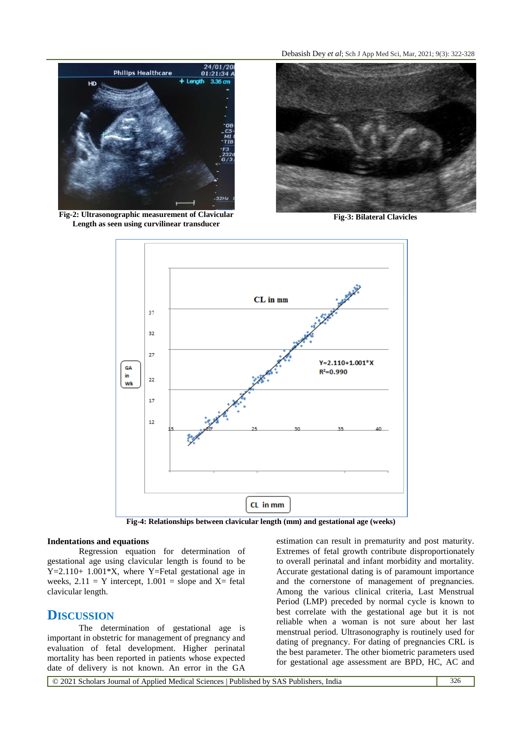Fig-2: Ultrasonographic measurement of Clavicular Length as seen using curvilinear transducer

Fig-3: Bilateral Clavicles

Fig-4: Relationships between clavicular length (mm) and gestational age (weeks)

**Indentations and equations**

Regression equation for determination of gestational age using clavicular length is found to be Y=2.110+ 1.001*X, where Y=Fetal gestational age in weeks, 2.11 = Y intercept, 1.001 = slope and X= fetal clavicular length.

## DISCUSSION

The determination of gestational age is important in obstetric for management of pregnancy and evaluation of fetal development. Higher perinatal mortality has been reported in patients whose expected date of delivery is not known. An error in the GA estimation can result in prematurity and post maturity. Extremes of fetal growth contribute disproportionately to overall perinatal and infant morbidity and mortality. Accurate gestational dating is of paramount importance and the cornerstone of management of pregnancies. Among the various clinical criteria, Last Menstrual Period (LMP) preceded by normal cycle is known to best correlate with the gestational age but it is not reliable when a woman is not sure about her last menstrual period. Ultrasonography is routinely used for dating of pregnancy. For dating of pregnancies CRL is the best parameter. The other biometric parameters used for gestational age assessment are BPD, HC, AC and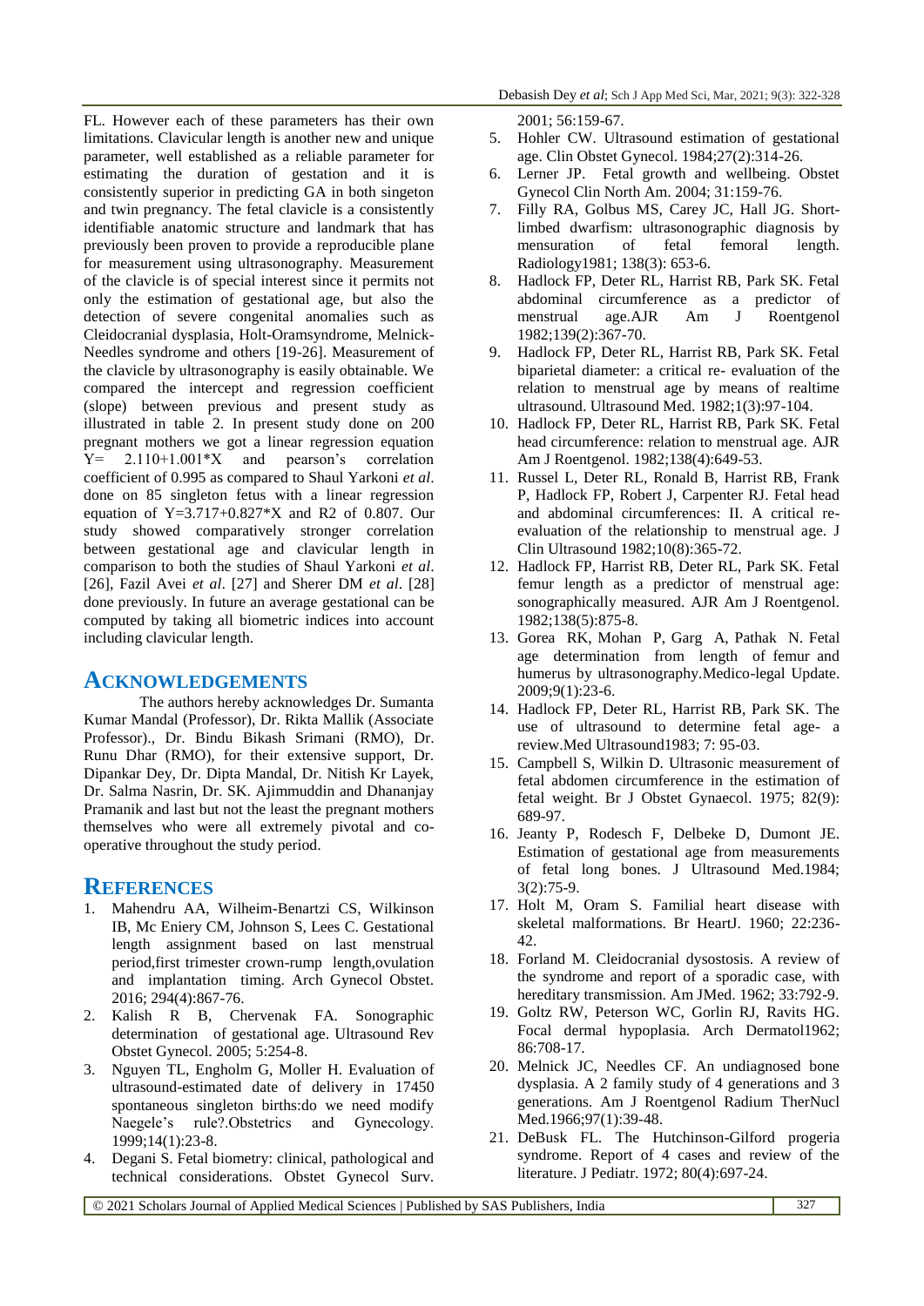FL. However each of these parameters has their own limitations. Clavicular length is another new and unique parameter, well established as a reliable parameter for estimating the duration of gestation and it is consistently superior in predicting GA in both singeton and twin pregnancy. The fetal clavicle is a consistently identifiable anatomic structure and landmark that has previously been proven to provide a reproducible plane for measurement using ultrasonography. Measurement of the clavicle is of special interest since it permits not only the estimation of gestational age, but also the detection of severe congenital anomalies such as Cleidocranial dysplasia, Holt-Oramsyndrome, Melnick-Needles syndrome and others [19-26]. Measurement of the clavicle by ultrasonography is easily obtainable. We compared the intercept and regression coefficient (slope) between previous and present study as illustrated in table 2. In present study done on 200 pregnant mothers we got a linear regression equation Y= 2.110+1.001*X and pearson's correlation coefficient of 0.995 as compared to Shaul Yarkoni *et al*. done on 85 singleton fetus with a linear regression equation of Y=3.717+0.827*X and R2 of 0.807. Our study showed comparatively stronger correlation between gestational age and clavicular length in comparison to both the studies of Shaul Yarkoni *et al*. [26], Fazil Avei *et al*. [27] and Sherer DM *et al*. [28] done previously. In future an average gestational can be computed by taking all biometric indices into account including clavicular length.

## ACKNOWLEDGEMENTS

The authors hereby acknowledges Dr. Sumanta Kumar Mandal (Professor), Dr. Rikta Mallik (Associate Professor)., Dr. Bindu Bikash Srimani (RMO), Dr. Runu Dhar (RMO), for their extensive support, Dr. Dipankar Dey, Dr. Dipta Mandal, Dr. Nitish Kr Layek, Dr. Salma Nasrin, Dr. SK. Ajimmuddin and Dhananjay Pramanik and last but not the least the pregnant mothers themselves who were all extremely pivotal and co-operative throughout the study period.

## REFERENCES

1. Mahendru AA, Wilheim-Benartzi CS, Wilkinson IB, Mc Eniery CM, Johnson S, Lees C. Gestational length assignment based on last menstrual period,first trimester crown-rump length,ovulation and implantation timing. Arch Gynecol Obstet. 2016; 294(4):867-76.
2. Kalish R B, Chervenak FA. Sonographic determination of gestational age. Ultrasound Rev Obstet Gynecol. 2005; 5:254-8.
3. Nguyen TL, Engholm G, Moller H. Evaluation of ultrasound-estimated date of delivery in 17450 spontaneous singleton births:do we need modify Naegele's rule?.Obstetrics and Gynecology. 1999;14(1):23-8.
4. Degani S. Fetal biometry: clinical, pathological and technical considerations. Obstet Gynecol Surv. 2001; 56:159-67.
5. Hohler CW. Ultrasound estimation of gestational age. Clin Obstet Gynecol. 1984;27(2):314-26.
6. Lerner JP. Fetal growth and wellbeing. Obstet Gynecol Clin North Am. 2004; 31:159-76.
7. Filly RA, Golbus MS, Carey JC, Hall JG. Short-limbed dwarfism: ultrasonographic diagnosis by mensuration of fetal femoral length. Radiology1981; 138(3): 653-6.
8. Hadlock FP, Deter RL, Harrist RB, Park SK. Fetal abdominal circumference as a predictor of menstrual age.AJR Am J Roentgenol 1982;139(2):367-70.
9. Hadlock FP, Deter RL, Harrist RB, Park SK. Fetal biparietal diameter: a critical re- evaluation of the relation to menstrual age by means of realtime ultrasound. Ultrasound Med. 1982;1(3):97-104.
10. Hadlock FP, Deter RL, Harrist RB, Park SK. Fetal head circumference: relation to menstrual age. AJR Am J Roentgenol. 1982;138(4):649-53.
11. Russel L, Deter RL, Ronald B, Harrist RB, Frank P, Hadlock FP, Robert J, Carpenter RJ. Fetal head and abdominal circumferences: II. A critical re-evaluation of the relationship to menstrual age. J Clin Ultrasound 1982;10(8):365-72.
12. Hadlock FP, Harrist RB, Deter RL, Park SK. Fetal femur length as a predictor of menstrual age: sonographically measured. AJR Am J Roentgenol. 1982;138(5):875-8.
13. Gorea RK, Mohan P, Garg A, Pathak N. Fetal age determination from length of femur and humerus by ultrasonography.Medico-legal Update. 2009;9(1):23-6.
14. Hadlock FP, Deter RL, Harrist RB, Park SK. The use of ultrasound to determine fetal age- a review.Med Ultrasound1983; 7: 95-03.
15. Campbell S, Wilkin D. Ultrasonic measurement of fetal abdomen circumference in the estimation of fetal weight. Br J Obstet Gynaecol. 1975; 82(9): 689-97.
16. Jeanty P, Rodesch F, Delbeke D, Dumont JE. Estimation of gestational age from measurements of fetal long bones. J Ultrasound Med.1984; 3(2):75-9.
17. Holt M, Oram S. Familial heart disease with skeletal malformations. Br HeartJ. 1960; 22:236-42.
18. Forland M. Cleidocranial dysostosis. A review of the syndrome and report of a sporadic case, with hereditary transmission. Am JMed. 1962; 33:792-9.
19. Goltz RW, Peterson WC, Gorlin RJ, Ravits HG. Focal dermal hypoplasia. Arch Dermatol1962; 86:708-17.
20. Melnick JC, Needles CF. An undiagnosed bone dysplasia. A 2 family study of 4 generations and 3 generations. Am J Roentgenol Radium TherNucl Med.1966;97(1):39-48.
21. DeBusk FL. The Hutchinson-Gilford progeria syndrome. Report of 4 cases and review of the literature. J Pediatr. 1972; 80(4):697-24.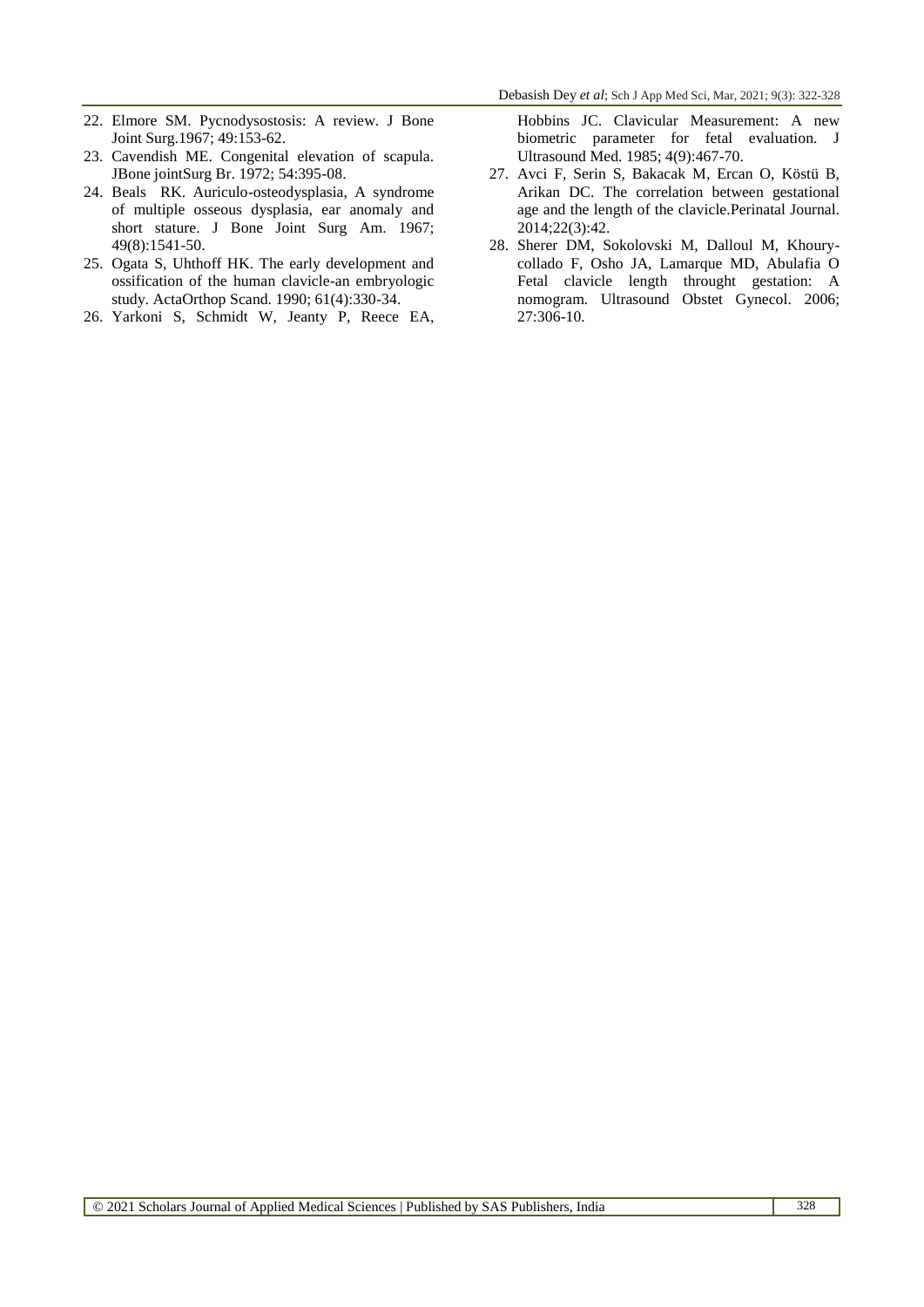22. Elmore SM. Pycnodysostosis: A review. J Bone Joint Surg.1967; 49:153-62.
23. Cavendish ME. Congenital elevation of scapula. JBone jointSurg Br. 1972; 54:395-08.
24. Beals RK. Auriculo-osteodysplasia, A syndrome of multiple osseous dysplasia, ear anomaly and short stature. J Bone Joint Surg Am. 1967; 49(8):1541-50.
25. Ogata S, Uhthoff HK. The early development and ossification of the human clavicle-an embryologic study. ActaOrthop Scand. 1990; 61(4):330-34.
26. Yarkoni S, Schmidt W, Jeanty P, Reece EA, Hobbins JC. Clavicular Measurement: A new biometric parameter for fetal evaluation. J Ultrasound Med. 1985; 4(9):467-70.
27. Avci F, Serin S, Bakacak M, Ercan O, Köstü B, Arikan DC. The correlation between gestational age and the length of the clavicle.Perinatal Journal. 2014;22(3):42.
28. Sherer DM, Sokolovski M, Dalloul M, Khoury-collado F, Osho JA, Lamarque MD, Abulafia O Fetal clavicle length throught gestation: A nomogram. Ultrasound Obstet Gynecol. 2006; 27:306-10.